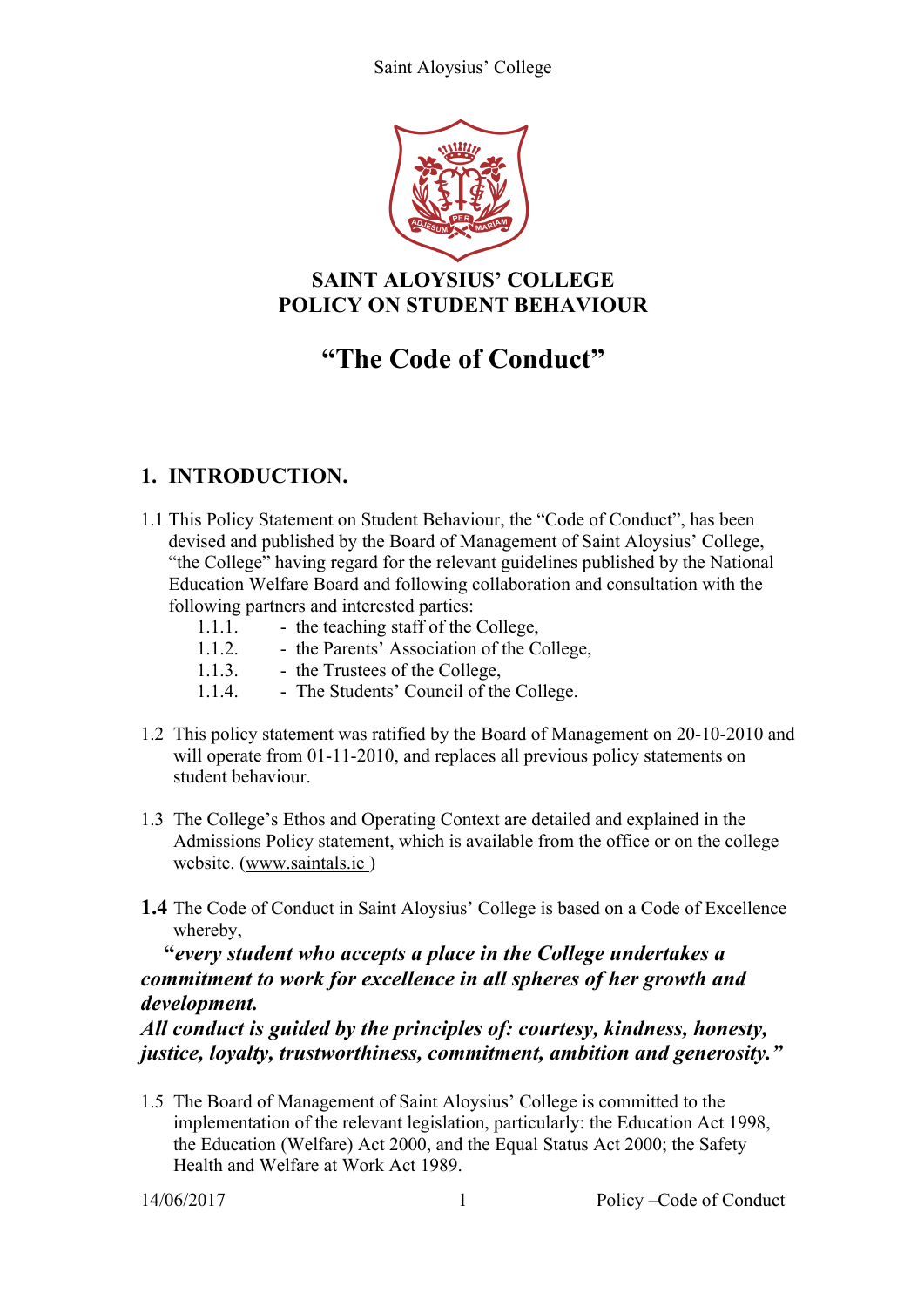# SAINT ALOYSIUS' COLLEGE
# POLICY ON STUDENT BEHAVIOUR

# "The Code of Conduct"

## 1. INTRODUCTION.

1.1 This Policy Statement on Student Behaviour, the "Code of Conduct", has been devised and published by the Board of Management of Saint Aloysius' College, "the College" having regard for the relevant guidelines published by the National Education Welfare Board and following collaboration and consultation with the following partners and interested parties:

- 1.1.1. - the teaching staff of the College,
- 1.1.2. - the Parents' Association of the College,
- 1.1.3. - the Trustees of the College,
- 1.1.4. - The Students' Council of the College.

1.2 This policy statement was ratified by the Board of Management on 20-10-2010 and will operate from 01-11-2010, and replaces all previous policy statements on student behaviour.

1.3 The College's Ethos and Operating Context are detailed and explained in the Admissions Policy statement, which is available from the office or on the college website. (www.saintals.ie )

**1.4** The Code of Conduct in Saint Aloysius' College is based on a Code of Excellence whereby,

***"every student who accepts a place in the College undertakes a commitment to work for excellence in all spheres of her growth and development.***
***All conduct is guided by the principles of: courtesy, kindness, honesty, justice, loyalty, trustworthiness, commitment, ambition and generosity."***

1.5 The Board of Management of Saint Aloysius' College is committed to the implementation of the relevant legislation, particularly: the Education Act 1998, the Education (Welfare) Act 2000, and the Equal Status Act 2000; the Safety Health and Welfare at Work Act 1989.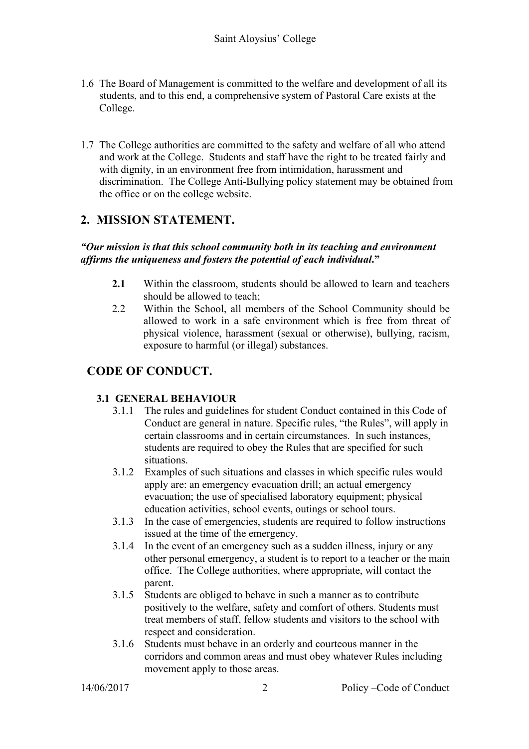1.6 The Board of Management is committed to the welfare and development of all its students, and to this end, a comprehensive system of Pastoral Care exists at the College.

1.7 The College authorities are committed to the safety and welfare of all who attend and work at the College. Students and staff have the right to be treated fairly and with dignity, in an environment free from intimidation, harassment and discrimination. The College Anti-Bullying policy statement may be obtained from the office or on the college website.

## 2. MISSION STATEMENT.

***"Our mission is that this school community both in its teaching and environment affirms the uniqueness and fosters the potential of each individual."***

**2.1** Within the classroom, students should be allowed to learn and teachers should be allowed to teach;

2.2 Within the School, all members of the School Community should be allowed to work in a safe environment which is free from threat of physical violence, harassment (sexual or otherwise), bullying, racism, exposure to harmful (or illegal) substances.

## CODE OF CONDUCT.

### 3.1 GENERAL BEHAVIOUR

3.1.1 The rules and guidelines for student Conduct contained in this Code of Conduct are general in nature. Specific rules, "the Rules", will apply in certain classrooms and in certain circumstances. In such instances, students are required to obey the Rules that are specified for such situations.

3.1.2 Examples of such situations and classes in which specific rules would apply are: an emergency evacuation drill; an actual emergency evacuation; the use of specialised laboratory equipment; physical education activities, school events, outings or school tours.

3.1.3 In the case of emergencies, students are required to follow instructions issued at the time of the emergency.

3.1.4 In the event of an emergency such as a sudden illness, injury or any other personal emergency, a student is to report to a teacher or the main office. The College authorities, where appropriate, will contact the parent.

3.1.5 Students are obliged to behave in such a manner as to contribute positively to the welfare, safety and comfort of others. Students must treat members of staff, fellow students and visitors to the school with respect and consideration.

3.1.6 Students must behave in an orderly and courteous manner in the corridors and common areas and must obey whatever Rules including movement apply to those areas.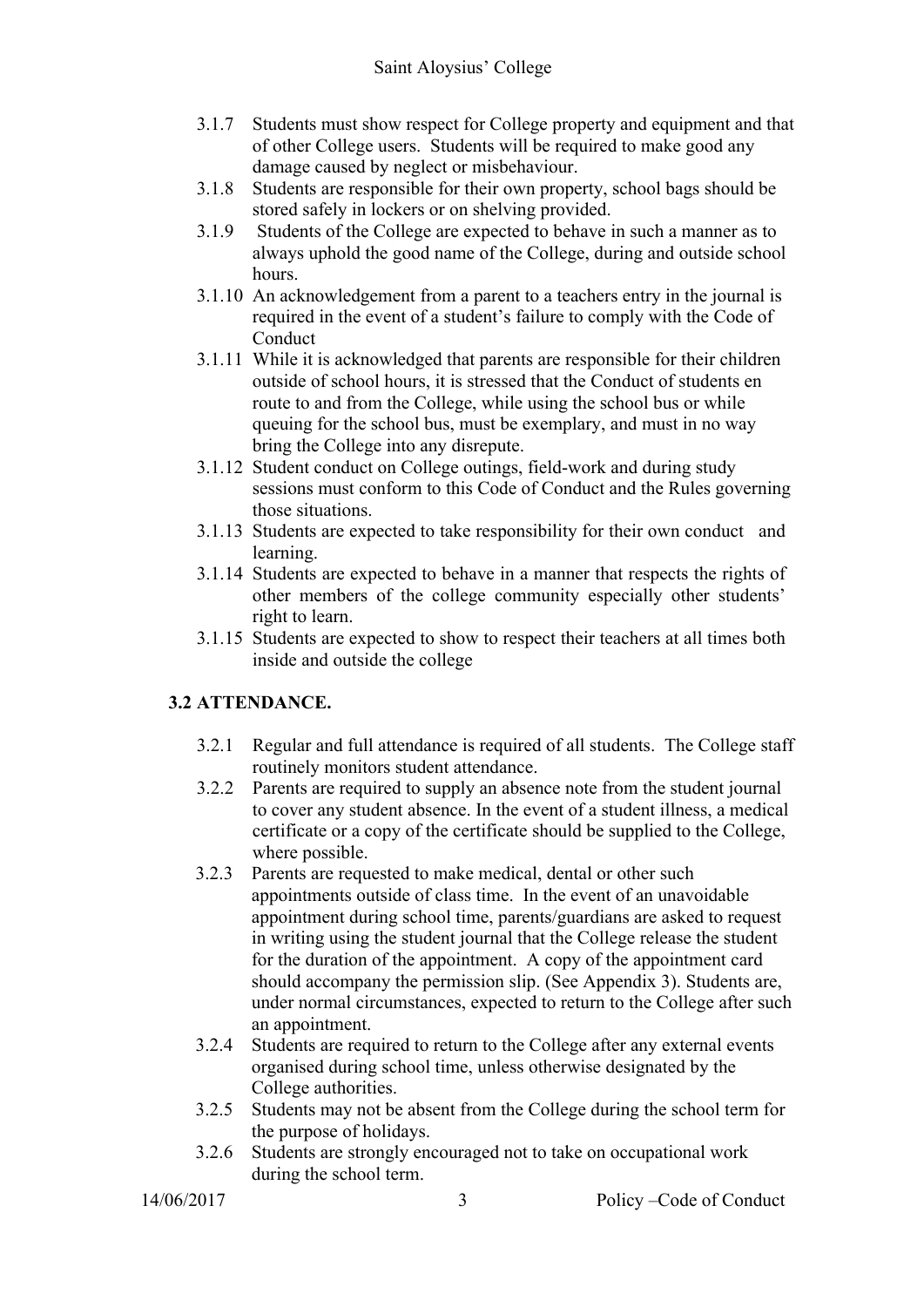3.1.7 Students must show respect for College property and equipment and that of other College users. Students will be required to make good any damage caused by neglect or misbehaviour.

3.1.8 Students are responsible for their own property, school bags should be stored safely in lockers or on shelving provided.

3.1.9 Students of the College are expected to behave in such a manner as to always uphold the good name of the College, during and outside school hours.

3.1.10 An acknowledgement from a parent to a teachers entry in the journal is required in the event of a student's failure to comply with the Code of Conduct

3.1.11 While it is acknowledged that parents are responsible for their children outside of school hours, it is stressed that the Conduct of students en route to and from the College, while using the school bus or while queuing for the school bus, must be exemplary, and must in no way bring the College into any disrepute.

3.1.12 Student conduct on College outings, field-work and during study sessions must conform to this Code of Conduct and the Rules governing those situations.

3.1.13 Students are expected to take responsibility for their own conduct and learning.

3.1.14 Students are expected to behave in a manner that respects the rights of other members of the college community especially other students' right to learn.

3.1.15 Students are expected to show to respect their teachers at all times both inside and outside the college

## 3.2 ATTENDANCE.

3.2.1 Regular and full attendance is required of all students. The College staff routinely monitors student attendance.

3.2.2 Parents are required to supply an absence note from the student journal to cover any student absence. In the event of a student illness, a medical certificate or a copy of the certificate should be supplied to the College, where possible.

3.2.3 Parents are requested to make medical, dental or other such appointments outside of class time. In the event of an unavoidable appointment during school time, parents/guardians are asked to request in writing using the student journal that the College release the student for the duration of the appointment. A copy of the appointment card should accompany the permission slip. (See Appendix 3). Students are, under normal circumstances, expected to return to the College after such an appointment.

3.2.4 Students are required to return to the College after any external events organised during school time, unless otherwise designated by the College authorities.

3.2.5 Students may not be absent from the College during the school term for the purpose of holidays.

3.2.6 Students are strongly encouraged not to take on occupational work during the school term.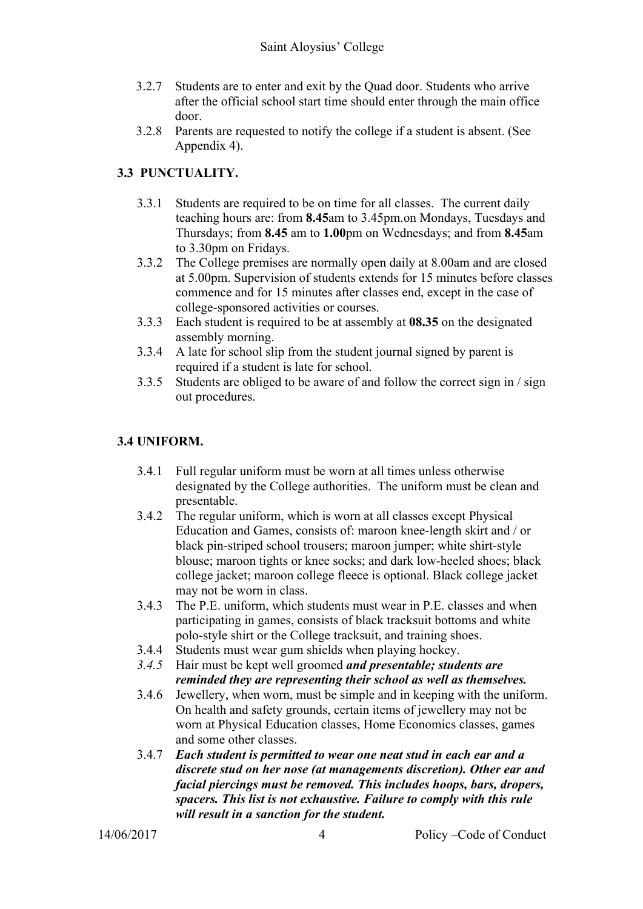- 3.2.7 Students are to enter and exit by the Quad door. Students who arrive after the official school start time should enter through the main office door.
- 3.2.8 Parents are requested to notify the college if a student is absent. (See Appendix 4).

## 3.3 PUNCTUALITY.

- 3.3.1 Students are required to be on time for all classes. The current daily teaching hours are: from **8.45**am to 3.45pm.on Mondays, Tuesdays and Thursdays; from **8.45** am to **1.00**pm on Wednesdays; and from **8.45**am to 3.30pm on Fridays.
- 3.3.2 The College premises are normally open daily at 8.00am and are closed at 5.00pm. Supervision of students extends for 15 minutes before classes commence and for 15 minutes after classes end, except in the case of college-sponsored activities or courses.
- 3.3.3 Each student is required to be at assembly at **08.35** on the designated assembly morning.
- 3.3.4 A late for school slip from the student journal signed by parent is required if a student is late for school.
- 3.3.5 Students are obliged to be aware of and follow the correct sign in / sign out procedures.

## 3.4 UNIFORM.

- 3.4.1 Full regular uniform must be worn at all times unless otherwise designated by the College authorities. The uniform must be clean and presentable.
- 3.4.2 The regular uniform, which is worn at all classes except Physical Education and Games, consists of: maroon knee-length skirt and / or black pin-striped school trousers; maroon jumper; white shirt-style blouse; maroon tights or knee socks; and dark low-heeled shoes; black college jacket; maroon college fleece is optional. Black college jacket may not be worn in class.
- 3.4.3 The P.E. uniform, which students must wear in P.E. classes and when participating in games, consists of black tracksuit bottoms and white polo-style shirt or the College tracksuit, and training shoes.
- 3.4.4 Students must wear gum shields when playing hockey.
- *3.4.5* Hair must be kept well groomed ***and presentable; students are reminded they are representing their school as well as themselves.***
- 3.4.6 Jewellery, when worn, must be simple and in keeping with the uniform. On health and safety grounds, certain items of jewellery may not be worn at Physical Education classes, Home Economics classes, games and some other classes.
- 3.4.7 ***Each student is permitted to wear one neat stud in each ear and a discrete stud on her nose (at managements discretion). Other ear and facial piercings must be removed. This includes hoops, bars, dropers, spacers. This list is not exhaustive. Failure to comply with this rule will result in a sanction for the student.***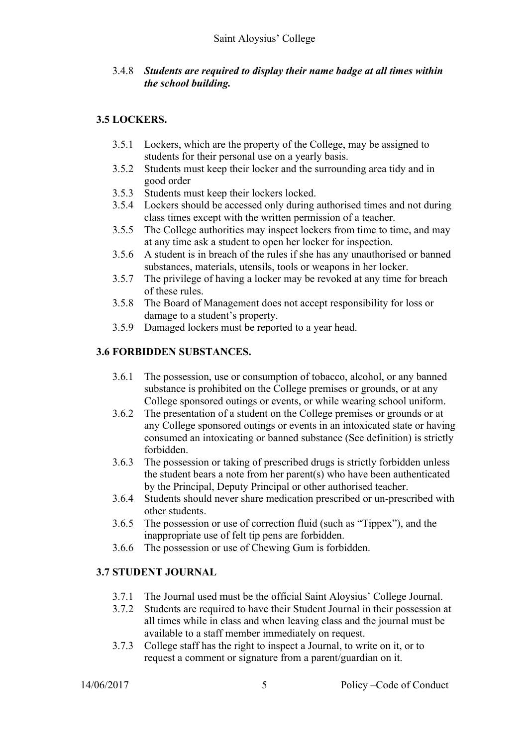3.4.8 ***Students are required to display their name badge at all times within the school building.***

## 3.5 LOCKERS.

3.5.1 Lockers, which are the property of the College, may be assigned to students for their personal use on a yearly basis.
3.5.2 Students must keep their locker and the surrounding area tidy and in good order
3.5.3 Students must keep their lockers locked.
3.5.4 Lockers should be accessed only during authorised times and not during class times except with the written permission of a teacher.
3.5.5 The College authorities may inspect lockers from time to time, and may at any time ask a student to open her locker for inspection.
3.5.6 A student is in breach of the rules if she has any unauthorised or banned substances, materials, utensils, tools or weapons in her locker.
3.5.7 The privilege of having a locker may be revoked at any time for breach of these rules.
3.5.8 The Board of Management does not accept responsibility for loss or damage to a student's property.
3.5.9 Damaged lockers must be reported to a year head.

## 3.6 FORBIDDEN SUBSTANCES.

3.6.1 The possession, use or consumption of tobacco, alcohol, or any banned substance is prohibited on the College premises or grounds, or at any College sponsored outings or events, or while wearing school uniform.
3.6.2 The presentation of a student on the College premises or grounds or at any College sponsored outings or events in an intoxicated state or having consumed an intoxicating or banned substance (See definition) is strictly forbidden.
3.6.3 The possession or taking of prescribed drugs is strictly forbidden unless the student bears a note from her parent(s) who have been authenticated by the Principal, Deputy Principal or other authorised teacher.
3.6.4 Students should never share medication prescribed or un-prescribed with other students.
3.6.5 The possession or use of correction fluid (such as "Tippex"), and the inappropriate use of felt tip pens are forbidden.
3.6.6 The possession or use of Chewing Gum is forbidden.

## 3.7 STUDENT JOURNAL

3.7.1 The Journal used must be the official Saint Aloysius' College Journal.
3.7.2 Students are required to have their Student Journal in their possession at all times while in class and when leaving class and the journal must be available to a staff member immediately on request.
3.7.3 College staff has the right to inspect a Journal, to write on it, or to request a comment or signature from a parent/guardian on it.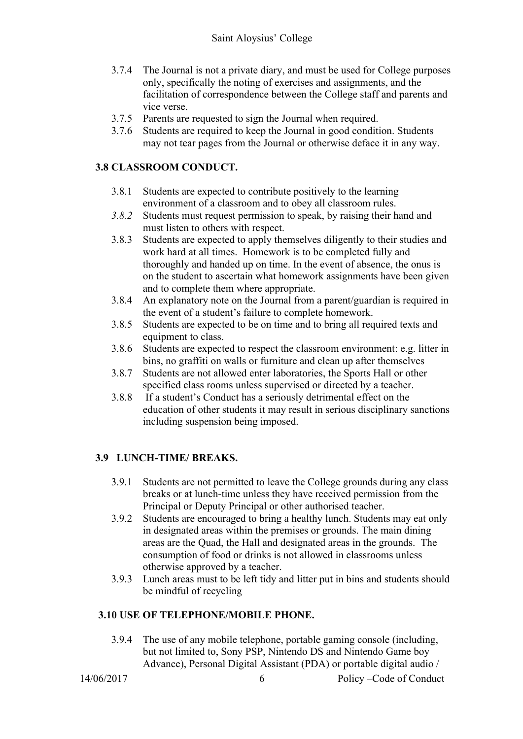3.7.4 The Journal is not a private diary, and must be used for College purposes only, specifically the noting of exercises and assignments, and the facilitation of correspondence between the College staff and parents and vice verse.

3.7.5 Parents are requested to sign the Journal when required.

3.7.6 Students are required to keep the Journal in good condition. Students may not tear pages from the Journal or otherwise deface it in any way.

### 3.8 CLASSROOM CONDUCT.

3.8.1 Students are expected to contribute positively to the learning environment of a classroom and to obey all classroom rules.

*3.8.2* Students must request permission to speak, by raising their hand and must listen to others with respect.

3.8.3 Students are expected to apply themselves diligently to their studies and work hard at all times. Homework is to be completed fully and thoroughly and handed up on time. In the event of absence, the onus is on the student to ascertain what homework assignments have been given and to complete them where appropriate.

3.8.4 An explanatory note on the Journal from a parent/guardian is required in the event of a student's failure to complete homework.

3.8.5 Students are expected to be on time and to bring all required texts and equipment to class.

3.8.6 Students are expected to respect the classroom environment: e.g. litter in bins, no graffiti on walls or furniture and clean up after themselves

3.8.7 Students are not allowed enter laboratories, the Sports Hall or other specified class rooms unless supervised or directed by a teacher.

3.8.8 If a student's Conduct has a seriously detrimental effect on the education of other students it may result in serious disciplinary sanctions including suspension being imposed.

### 3.9 LUNCH-TIME/ BREAKS.

3.9.1 Students are not permitted to leave the College grounds during any class breaks or at lunch-time unless they have received permission from the Principal or Deputy Principal or other authorised teacher.

3.9.2 Students are encouraged to bring a healthy lunch. Students may eat only in designated areas within the premises or grounds. The main dining areas are the Quad, the Hall and designated areas in the grounds. The consumption of food or drinks is not allowed in classrooms unless otherwise approved by a teacher.

3.9.3 Lunch areas must to be left tidy and litter put in bins and students should be mindful of recycling

### 3.10 USE OF TELEPHONE/MOBILE PHONE.

3.9.4 The use of any mobile telephone, portable gaming console (including, but not limited to, Sony PSP, Nintendo DS and Nintendo Game boy Advance), Personal Digital Assistant (PDA) or portable digital audio /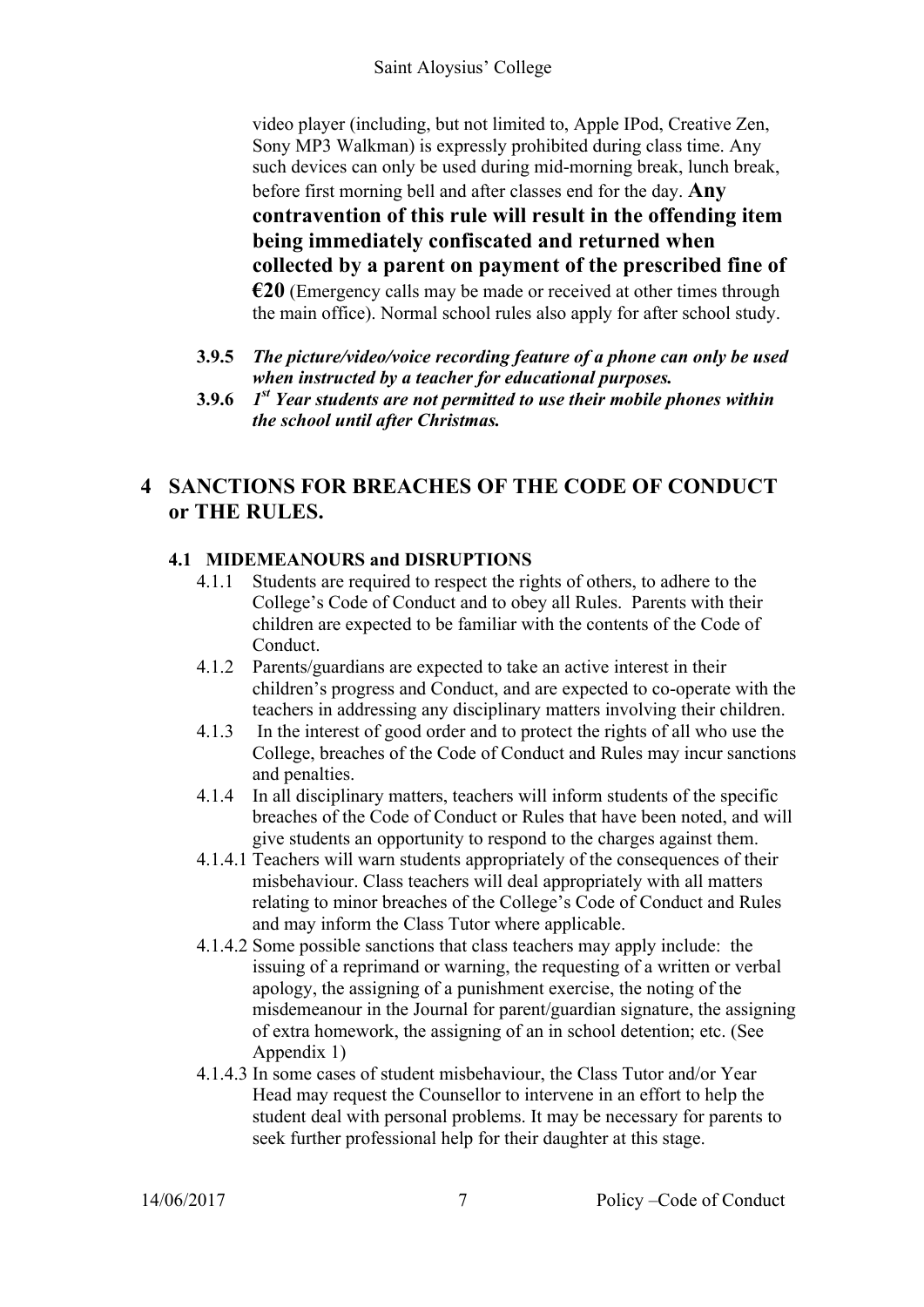video player (including, but not limited to, Apple IPod, Creative Zen, Sony MP3 Walkman) is expressly prohibited during class time. Any such devices can only be used during mid-morning break, lunch break, before first morning bell and after classes end for the day. **Any contravention of this rule will result in the offending item being immediately confiscated and returned when collected by a parent on payment of the prescribed fine of €20** (Emergency calls may be made or received at other times through the main office). Normal school rules also apply for after school study.

**3.9.5** ***The picture/video/voice recording feature of a phone can only be used when instructed by a teacher for educational purposes.***

**3.9.6** ***1st Year students are not permitted to use their mobile phones within the school until after Christmas.***

# 4 SANCTIONS FOR BREACHES OF THE CODE OF CONDUCT or THE RULES.

## 4.1 MIDEMEANOURS and DISRUPTIONS

4.1.1 Students are required to respect the rights of others, to adhere to the College's Code of Conduct and to obey all Rules. Parents with their children are expected to be familiar with the contents of the Code of Conduct.

4.1.2 Parents/guardians are expected to take an active interest in their children's progress and Conduct, and are expected to co-operate with the teachers in addressing any disciplinary matters involving their children.

4.1.3 In the interest of good order and to protect the rights of all who use the College, breaches of the Code of Conduct and Rules may incur sanctions and penalties.

4.1.4 In all disciplinary matters, teachers will inform students of the specific breaches of the Code of Conduct or Rules that have been noted, and will give students an opportunity to respond to the charges against them.

4.1.4.1 Teachers will warn students appropriately of the consequences of their misbehaviour. Class teachers will deal appropriately with all matters relating to minor breaches of the College's Code of Conduct and Rules and may inform the Class Tutor where applicable.

4.1.4.2 Some possible sanctions that class teachers may apply include: the issuing of a reprimand or warning, the requesting of a written or verbal apology, the assigning of a punishment exercise, the noting of the misdemeanour in the Journal for parent/guardian signature, the assigning of extra homework, the assigning of an in school detention; etc. (See Appendix 1)

4.1.4.3 In some cases of student misbehaviour, the Class Tutor and/or Year Head may request the Counsellor to intervene in an effort to help the student deal with personal problems. It may be necessary for parents to seek further professional help for their daughter at this stage.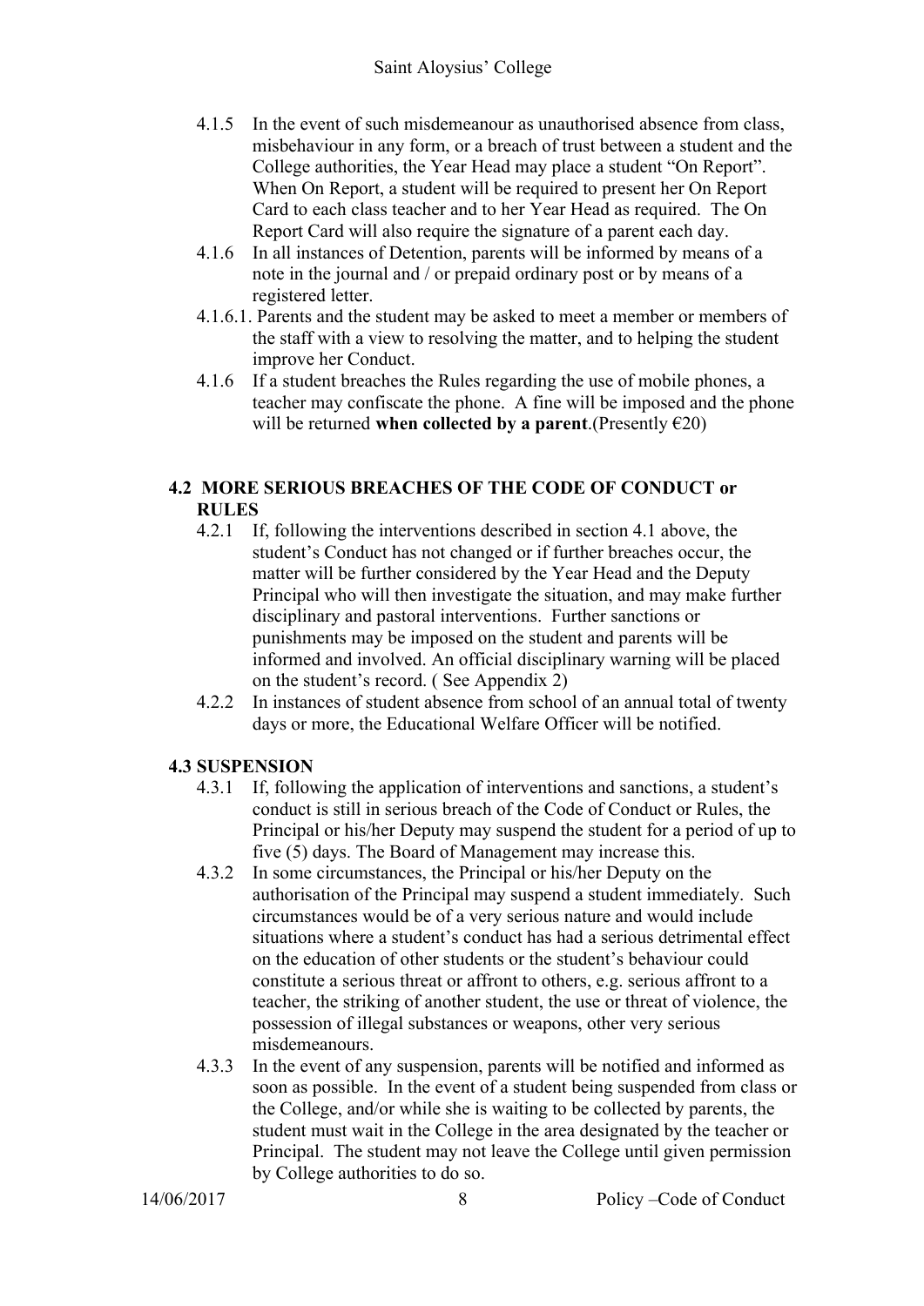4.1.5 In the event of such misdemeanour as unauthorised absence from class, misbehaviour in any form, or a breach of trust between a student and the College authorities, the Year Head may place a student "On Report". When On Report, a student will be required to present her On Report Card to each class teacher and to her Year Head as required. The On Report Card will also require the signature of a parent each day.

4.1.6 In all instances of Detention, parents will be informed by means of a note in the journal and / or prepaid ordinary post or by means of a registered letter.

4.1.6.1. Parents and the student may be asked to meet a member or members of the staff with a view to resolving the matter, and to helping the student improve her Conduct.

4.1.6 If a student breaches the Rules regarding the use of mobile phones, a teacher may confiscate the phone. A fine will be imposed and the phone will be returned **when collected by a parent**.(Presently €20)

## 4.2 MORE SERIOUS BREACHES OF THE CODE OF CONDUCT or RULES

4.2.1 If, following the interventions described in section 4.1 above, the student's Conduct has not changed or if further breaches occur, the matter will be further considered by the Year Head and the Deputy Principal who will then investigate the situation, and may make further disciplinary and pastoral interventions. Further sanctions or punishments may be imposed on the student and parents will be informed and involved. An official disciplinary warning will be placed on the student's record. ( See Appendix 2)

4.2.2 In instances of student absence from school of an annual total of twenty days or more, the Educational Welfare Officer will be notified.

## 4.3 SUSPENSION

4.3.1 If, following the application of interventions and sanctions, a student's conduct is still in serious breach of the Code of Conduct or Rules, the Principal or his/her Deputy may suspend the student for a period of up to five (5) days. The Board of Management may increase this.

4.3.2 In some circumstances, the Principal or his/her Deputy on the authorisation of the Principal may suspend a student immediately. Such circumstances would be of a very serious nature and would include situations where a student's conduct has had a serious detrimental effect on the education of other students or the student's behaviour could constitute a serious threat or affront to others, e.g. serious affront to a teacher, the striking of another student, the use or threat of violence, the possession of illegal substances or weapons, other very serious misdemeanours.

4.3.3 In the event of any suspension, parents will be notified and informed as soon as possible. In the event of a student being suspended from class or the College, and/or while she is waiting to be collected by parents, the student must wait in the College in the area designated by the teacher or Principal. The student may not leave the College until given permission by College authorities to do so.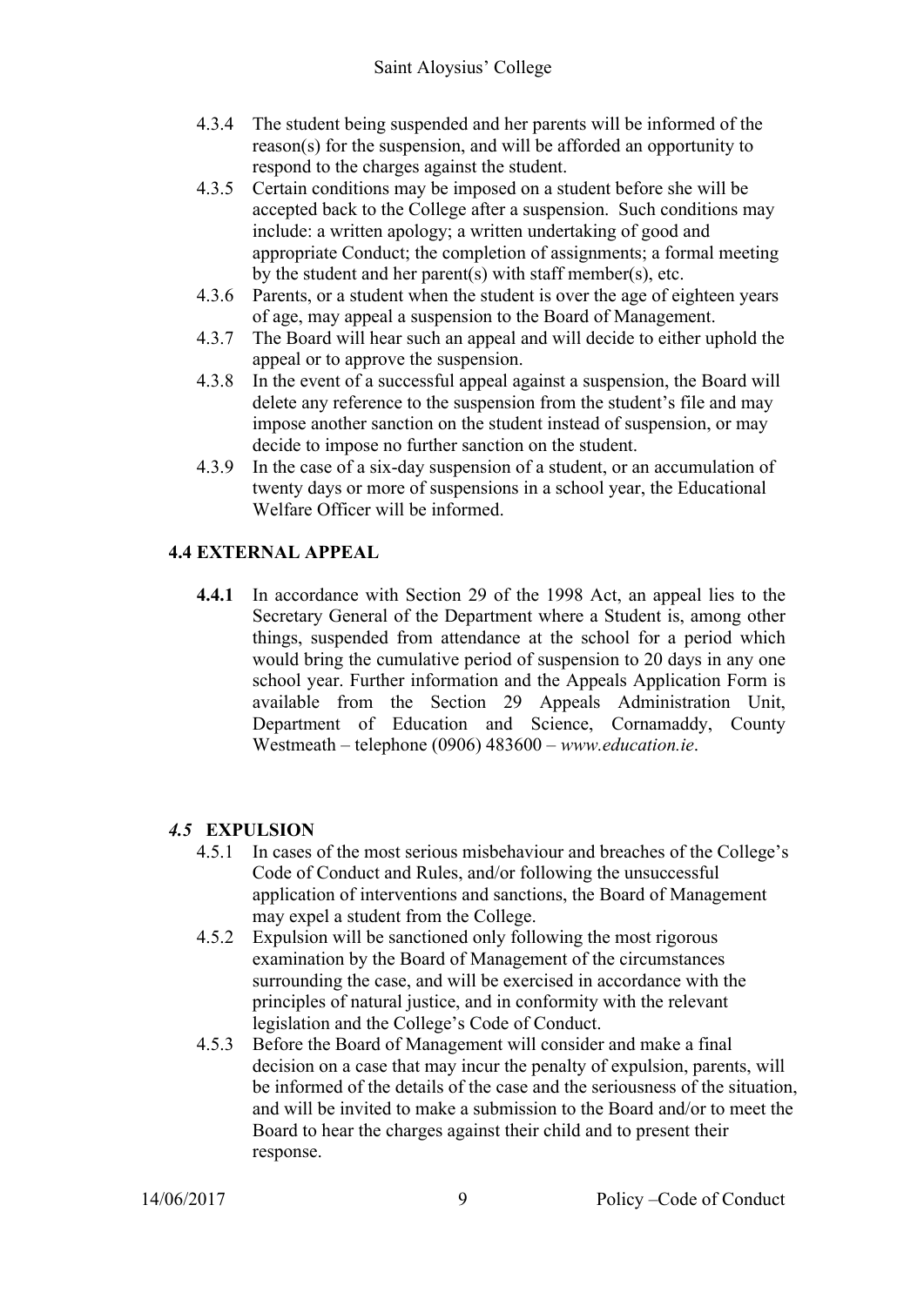4.3.4 The student being suspended and her parents will be informed of the reason(s) for the suspension, and will be afforded an opportunity to respond to the charges against the student.

4.3.5 Certain conditions may be imposed on a student before she will be accepted back to the College after a suspension. Such conditions may include: a written apology; a written undertaking of good and appropriate Conduct; the completion of assignments; a formal meeting by the student and her parent(s) with staff member(s), etc.

4.3.6 Parents, or a student when the student is over the age of eighteen years of age, may appeal a suspension to the Board of Management.

4.3.7 The Board will hear such an appeal and will decide to either uphold the appeal or to approve the suspension.

4.3.8 In the event of a successful appeal against a suspension, the Board will delete any reference to the suspension from the student's file and may impose another sanction on the student instead of suspension, or may decide to impose no further sanction on the student.

4.3.9 In the case of a six-day suspension of a student, or an accumulation of twenty days or more of suspensions in a school year, the Educational Welfare Officer will be informed.

### 4.4 EXTERNAL APPEAL

**4.4.1** In accordance with Section 29 of the 1998 Act, an appeal lies to the Secretary General of the Department where a Student is, among other things, suspended from attendance at the school for a period which would bring the cumulative period of suspension to 20 days in any one school year. Further information and the Appeals Application Form is available from the Section 29 Appeals Administration Unit, Department of Education and Science, Cornamaddy, County Westmeath – telephone (0906) 483600 – *www.education.ie*.

### *4.5* EXPULSION

4.5.1 In cases of the most serious misbehaviour and breaches of the College's Code of Conduct and Rules, and/or following the unsuccessful application of interventions and sanctions, the Board of Management may expel a student from the College.

4.5.2 Expulsion will be sanctioned only following the most rigorous examination by the Board of Management of the circumstances surrounding the case, and will be exercised in accordance with the principles of natural justice, and in conformity with the relevant legislation and the College's Code of Conduct.

4.5.3 Before the Board of Management will consider and make a final decision on a case that may incur the penalty of expulsion, parents, will be informed of the details of the case and the seriousness of the situation, and will be invited to make a submission to the Board and/or to meet the Board to hear the charges against their child and to present their response.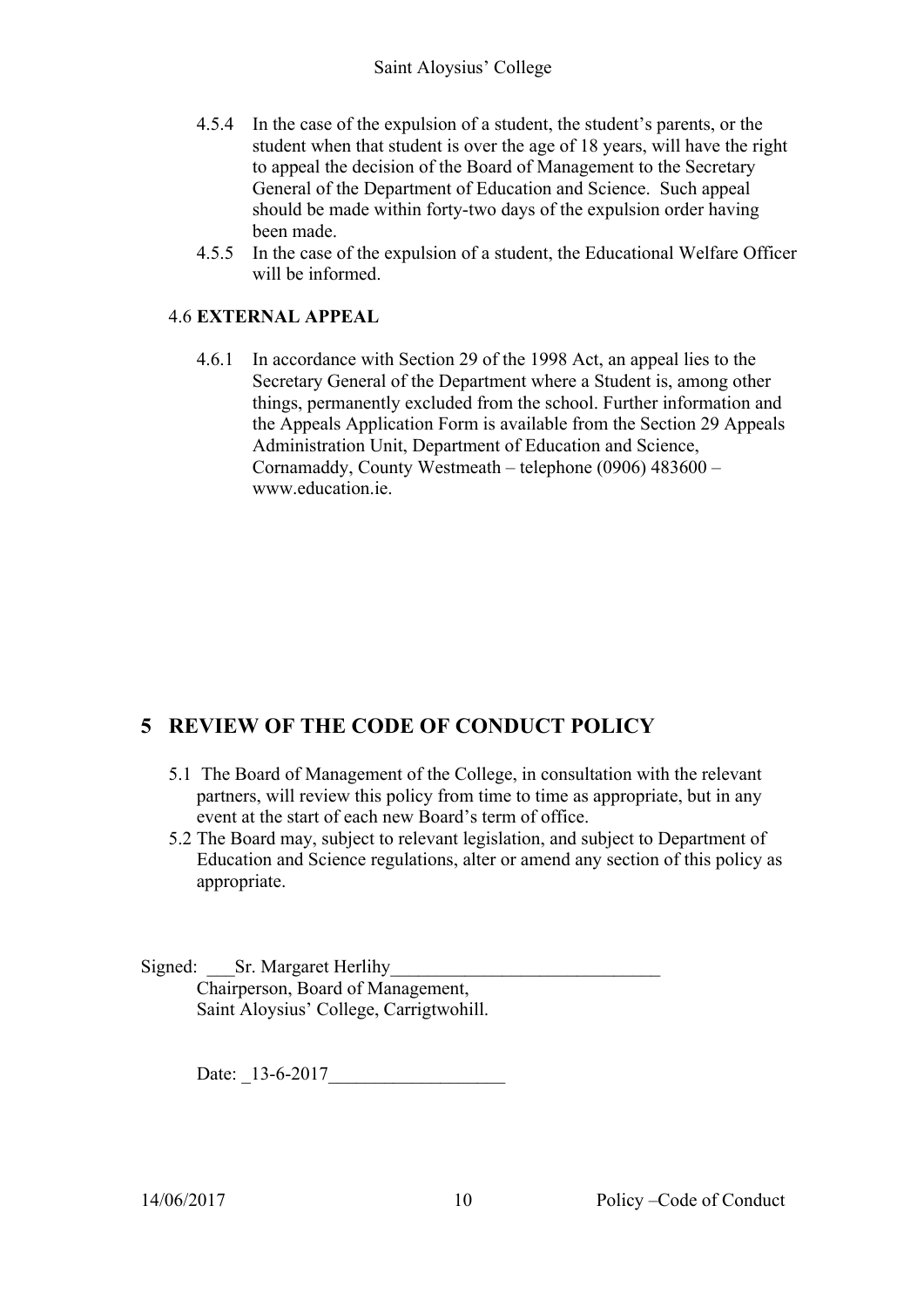4.5.4 In the case of the expulsion of a student, the student's parents, or the student when that student is over the age of 18 years, will have the right to appeal the decision of the Board of Management to the Secretary General of the Department of Education and Science. Such appeal should be made within forty-two days of the expulsion order having been made.

4.5.5 In the case of the expulsion of a student, the Educational Welfare Officer will be informed.

### 4.6 EXTERNAL APPEAL

4.6.1 In accordance with Section 29 of the 1998 Act, an appeal lies to the Secretary General of the Department where a Student is, among other things, permanently excluded from the school. Further information and the Appeals Application Form is available from the Section 29 Appeals Administration Unit, Department of Education and Science, Cornamaddy, County Westmeath – telephone (0906) 483600 – www.education.ie.

## 5 REVIEW OF THE CODE OF CONDUCT POLICY

5.1 The Board of Management of the College, in consultation with the relevant partners, will review this policy from time to time as appropriate, but in any event at the start of each new Board's term of office.

5.2 The Board may, subject to relevant legislation, and subject to Department of Education and Science regulations, alter or amend any section of this policy as appropriate.

Signed: ___Sr. Margaret Herlihy______________________________
Chairperson, Board of Management,
Saint Aloysius' College, Carrigtwohill.

Date: _13-6-2017___________________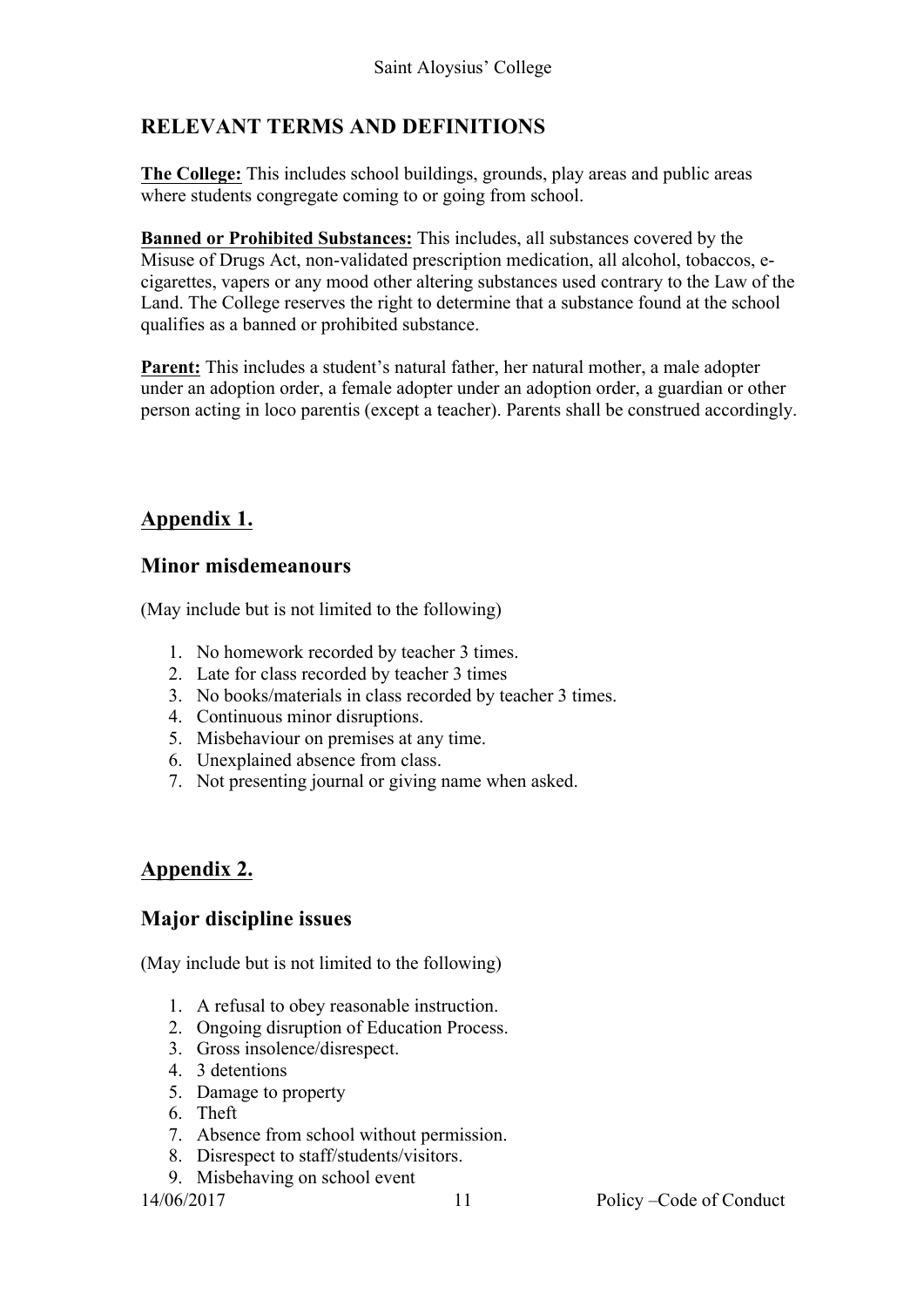## RELEVANT TERMS AND DEFINITIONS

**The College:** This includes school buildings, grounds, play areas and public areas where students congregate coming to or going from school.

**Banned or Prohibited Substances:** This includes, all substances covered by the Misuse of Drugs Act, non-validated prescription medication, all alcohol, tobaccos, e-cigarettes, vapers or any mood other altering substances used contrary to the Law of the Land. The College reserves the right to determine that a substance found at the school qualifies as a banned or prohibited substance.

**Parent:** This includes a student's natural father, her natural mother, a male adopter under an adoption order, a female adopter under an adoption order, a guardian or other person acting in loco parentis (except a teacher). Parents shall be construed accordingly.

## Appendix 1.

### Minor misdemeanours

(May include but is not limited to the following)

1. No homework recorded by teacher 3 times.
2. Late for class recorded by teacher 3 times
3. No books/materials in class recorded by teacher 3 times.
4. Continuous minor disruptions.
5. Misbehaviour on premises at any time.
6. Unexplained absence from class.
7. Not presenting journal or giving name when asked.

## Appendix 2.

### Major discipline issues

(May include but is not limited to the following)

1. A refusal to obey reasonable instruction.
2. Ongoing disruption of Education Process.
3. Gross insolence/disrespect.
4. 3 detentions
5. Damage to property
6. Theft
7. Absence from school without permission.
8. Disrespect to staff/students/visitors.
9. Misbehaving on school event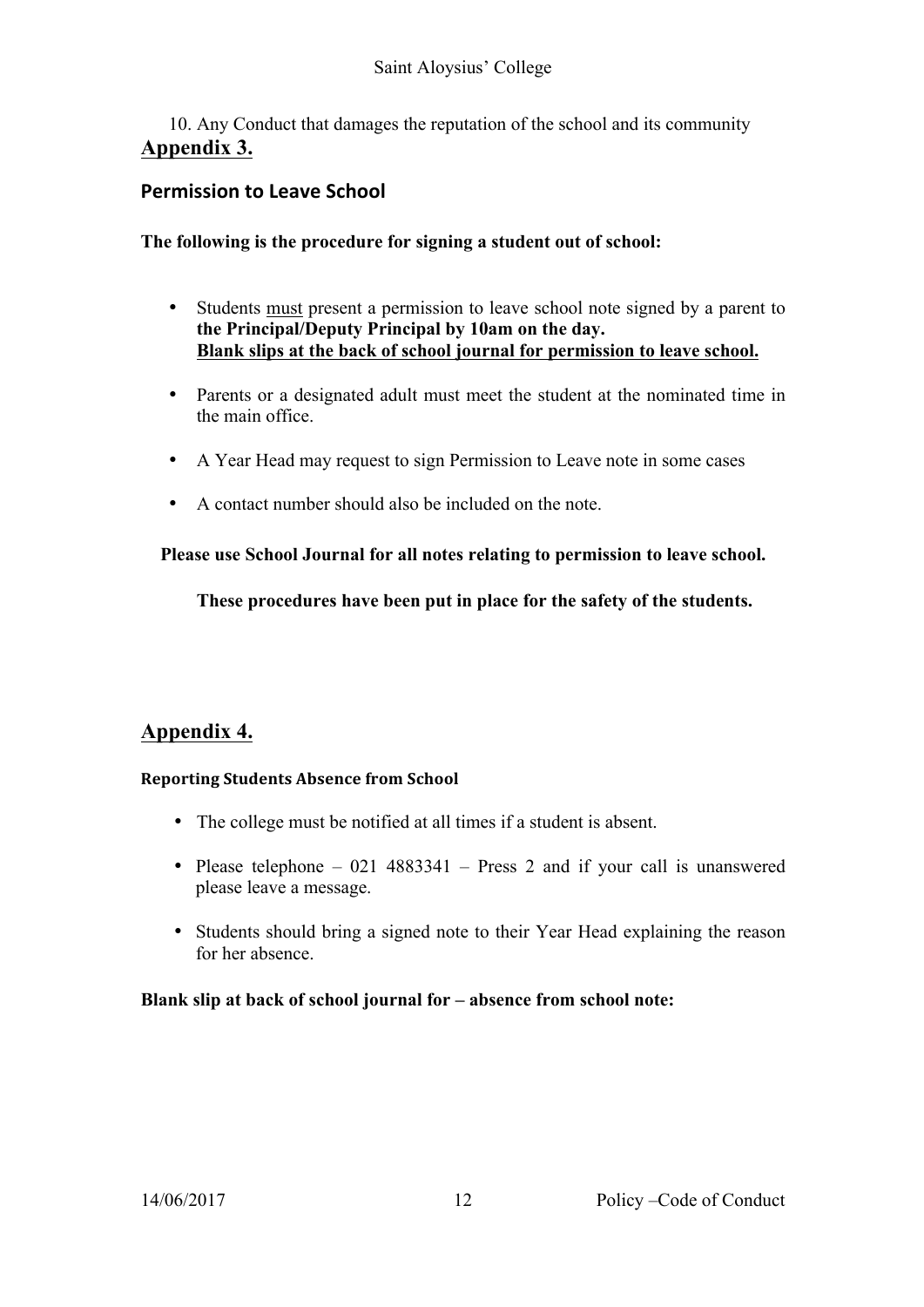10. Any Conduct that damages the reputation of the school and its community

## Appendix 3.

### Permission to Leave School

**The following is the procedure for signing a student out of school:**

- Students <u>must</u> present a permission to leave school note signed by a parent to **the Principal/Deputy Principal by 10am on the day.**
  **<u>Blank slips at the back of school journal for permission to leave school.</u>**
- Parents or a designated adult must meet the student at the nominated time in the main office.
- A Year Head may request to sign Permission to Leave note in some cases
- A contact number should also be included on the note.

**Please use School Journal for all notes relating to permission to leave school.**

**These procedures have been put in place for the safety of the students.**

## Appendix 4.

### Reporting Students Absence from School

- The college must be notified at all times if a student is absent.
- Please telephone – 021 4883341 – Press 2 and if your call is unanswered please leave a message.
- Students should bring a signed note to their Year Head explaining the reason for her absence.

**Blank slip at back of school journal for – absence from school note:**